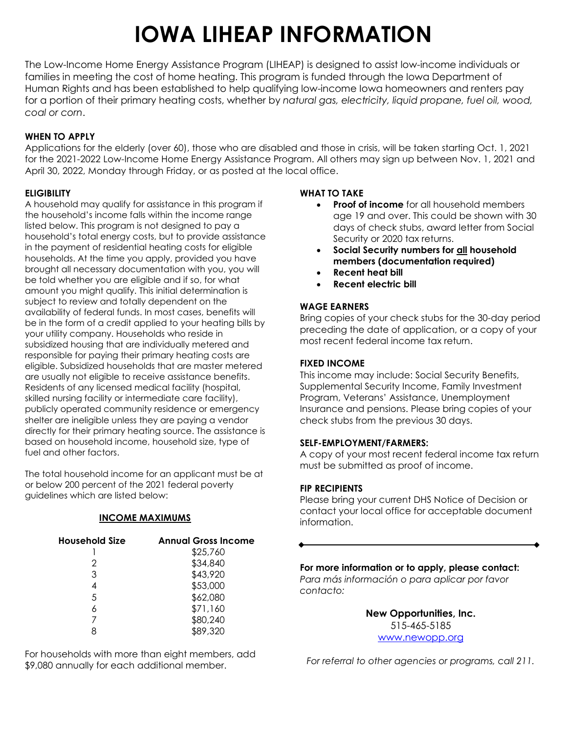# IOWA LIHEAP INFORMATION

The Low-Income Home Energy Assistance Program (LIHEAP) is designed to assist low-income individuals or families in meeting the cost of home heating. This program is funded through the Iowa Department of Human Rights and has been established to help qualifying low-income Iowa homeowners and renters pay for a portion of their primary heating costs, whether by *natural gas, electricity, liquid propane, fuel oil, wood, coal or corn*.

**WHEN TO APPLY**

Applications for the elderly (over 60), those who are disabled and those in crisis, will be taken starting Oct. 1, 2021 for the 2021-2022 Low-Income Home Energy Assistance Program. All others may sign up between Nov. 1, 2021 and April 30, 2022, Monday through Friday, or as posted at the local office.

**ELIGIBILITY**

A household may qualify for assistance in this program if the household's income falls within the income range listed below. This program is not designed to pay a household's total energy costs, but to provide assistance in the payment of residential heating costs for eligible households. At the time you apply, provided you have brought all necessary documentation with you, you will be told whether you are eligible and if so, for what amount you might qualify. This initial determination is subject to review and totally dependent on the availability of federal funds. In most cases, benefits will be in the form of a credit applied to your heating bills by your utility company. Households who reside in subsidized housing that are individually metered and responsible for paying their primary heating costs are eligible. Subsidized households that are master metered are usually not eligible to receive assistance benefits. Residents of any licensed medical facility (hospital, skilled nursing facility or intermediate care facility), publicly operated community residence or emergency shelter are ineligible unless they are paying a vendor directly for their primary heating source. The assistance is based on household income, household size, type of fuel and other factors.

The total household income for an applicant must be at or below 200 percent of the 2021 federal poverty guidelines which are listed below:

**INCOME MAXIMUMS**

| Household Size | Annual Gross Income |
|---|---|
| 1 | $25,760 |
| 2 | $34,840 |
| 3 | $43,920 |
| 4 | $53,000 |
| 5 | $62,080 |
| 6 | $71,160 |
| 7 | $80,240 |
| 8 | $89,320 |

For households with more than eight members, add $9,080 annually for each additional member.

**WHAT TO TAKE**

- **Proof of income** for all household members age 19 and over. This could be shown with 30 days of check stubs, award letter from Social Security or 2020 tax returns.
- **Social Security numbers for all household members (documentation required)**
- **Recent heat bill**
- **Recent electric bill**

**WAGE EARNERS**

Bring copies of your check stubs for the 30-day period preceding the date of application, or a copy of your most recent federal income tax return.

**FIXED INCOME**

This income may include: Social Security Benefits, Supplemental Security Income, Family Investment Program, Veterans' Assistance, Unemployment Insurance and pensions. Please bring copies of your check stubs from the previous 30 days.

**SELF-EMPLOYMENT/FARMERS:**

A copy of your most recent federal income tax return must be submitted as proof of income.

**FIP RECIPIENTS**

Please bring your current DHS Notice of Decision or contact your local office for acceptable document information.

---

**For more information or to apply, please contact:**
*Para más información o para aplicar por favor contacto:*

**New Opportunities, Inc.**
515-465-5185
www.newopp.org

*For referral to other agencies or programs, call 211.*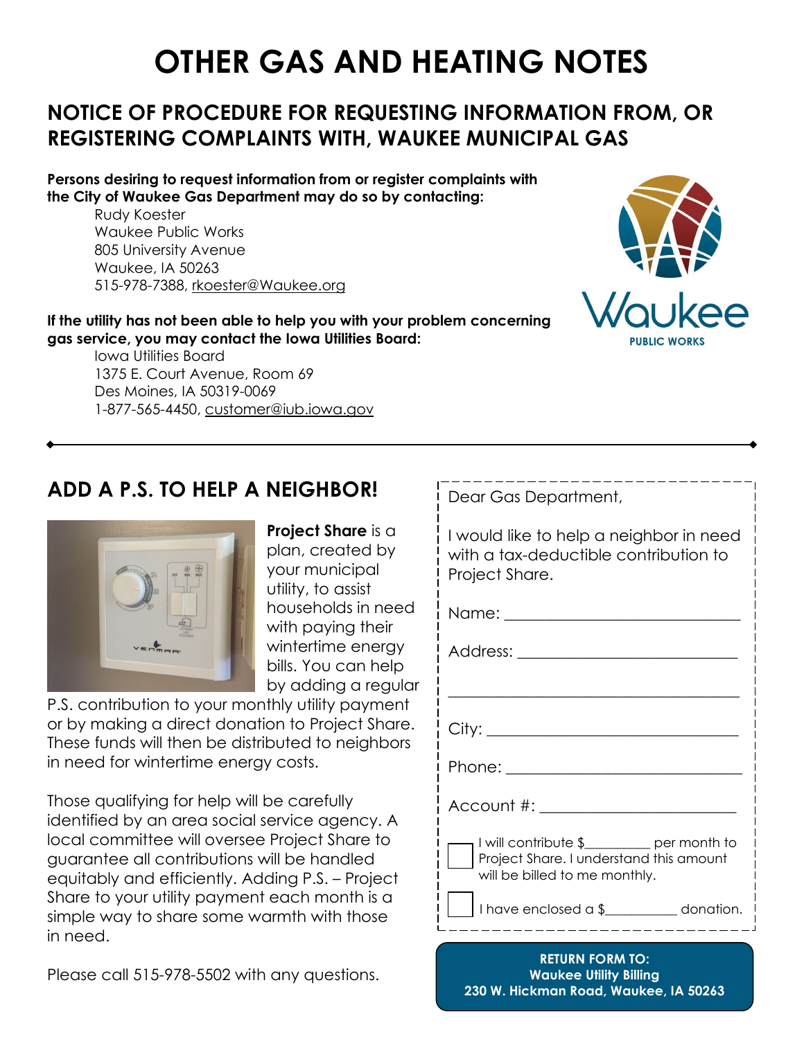# OTHER GAS AND HEATING NOTES

## NOTICE OF PROCEDURE FOR REQUESTING INFORMATION FROM, OR REGISTERING COMPLAINTS WITH, WAUKEE MUNICIPAL GAS

**Persons desiring to request information from or register complaints with the City of Waukee Gas Department may do so by contacting:**

Rudy Koester
Waukee Public Works
805 University Avenue
Waukee, IA 50263
515-978-7388, rkoester@Waukee.org

**If the utility has not been able to help you with your problem concerning gas service, you may contact the Iowa Utilities Board:**

Iowa Utilities Board
1375 E. Court Avenue, Room 69
Des Moines, IA 50319-0069
1-877-565-4450, customer@iub.iowa.gov

---

## ADD A P.S. TO HELP A NEIGHBOR!

**Project Share** is a plan, created by your municipal utility, to assist households in need with paying their wintertime energy bills. You can help by adding a regular P.S. contribution to your monthly utility payment or by making a direct donation to Project Share. These funds will then be distributed to neighbors in need for wintertime energy costs.

Those qualifying for help will be carefully identified by an area social service agency. A local committee will oversee Project Share to guarantee all contributions will be handled equitably and efficiently. Adding P.S. – Project Share to your utility payment each month is a simple way to share some warmth with those in need.

Please call 515-978-5502 with any questions.

Dear Gas Department,

I would like to help a neighbor in need with a tax-deductible contribution to Project Share.

Name: ______________________________

Address: ____________________________

____________________________________

City: _______________________________

Phone: ______________________________

Account #: __________________________

☐ I will contribute $_________ per month to Project Share. I understand this amount will be billed to me monthly.

☐ I have enclosed a $__________ donation.

**RETURN FORM TO:**
**Waukee Utility Billing**
**230 W. Hickman Road, Waukee, IA 50263**